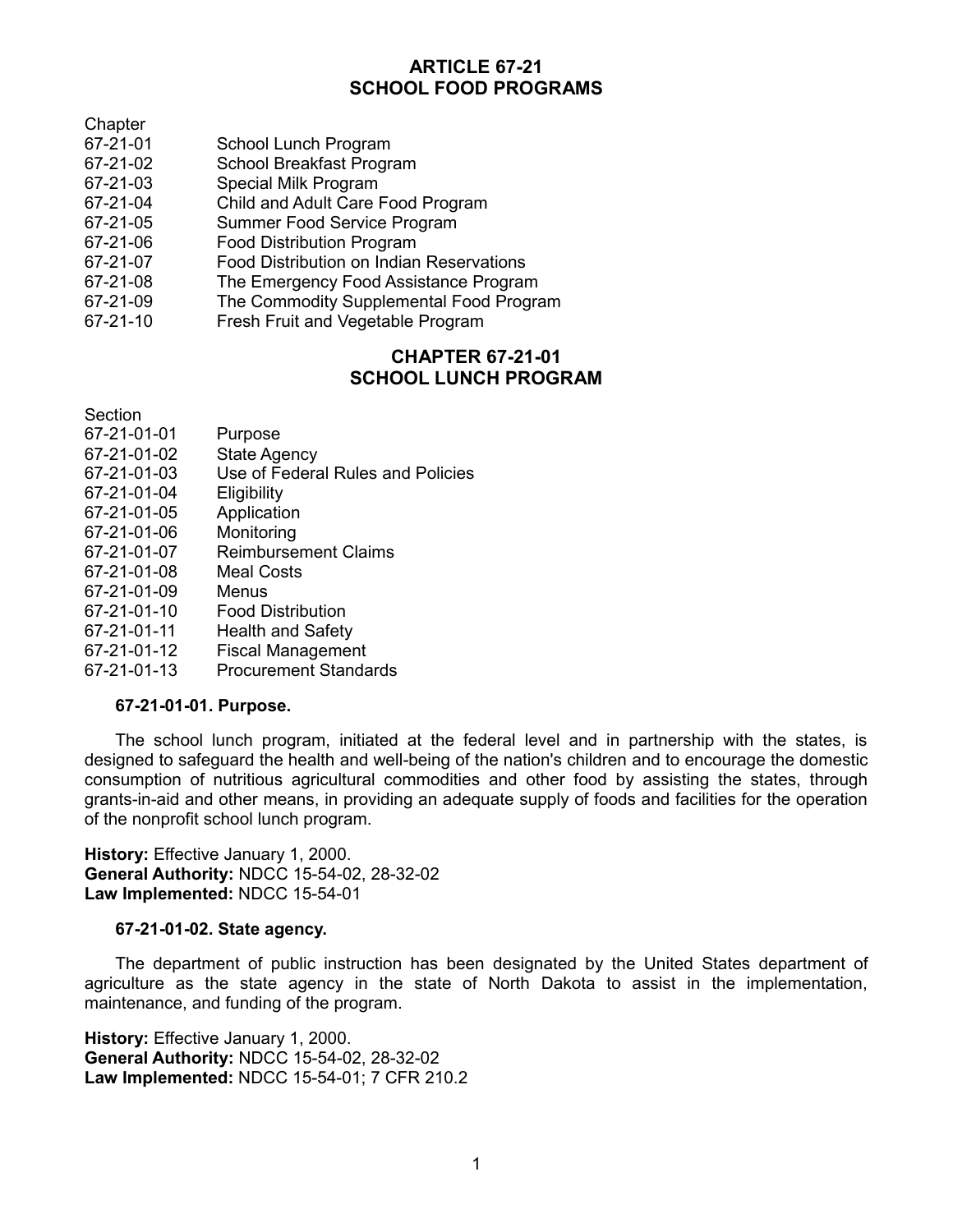# ARTICLE 67-21
# SCHOOL FOOD PROGRAMS

| Chapter | |
|---|---|
| 67-21-01 | School Lunch Program |
| 67-21-02 | School Breakfast Program |
| 67-21-03 | Special Milk Program |
| 67-21-04 | Child and Adult Care Food Program |
| 67-21-05 | Summer Food Service Program |
| 67-21-06 | Food Distribution Program |
| 67-21-07 | Food Distribution on Indian Reservations |
| 67-21-08 | The Emergency Food Assistance Program |
| 67-21-09 | The Commodity Supplemental Food Program |
| 67-21-10 | Fresh Fruit and Vegetable Program |

## CHAPTER 67-21-01
## SCHOOL LUNCH PROGRAM

| Section | |
|---|---|
| 67-21-01-01 | Purpose |
| 67-21-01-02 | State Agency |
| 67-21-01-03 | Use of Federal Rules and Policies |
| 67-21-01-04 | Eligibility |
| 67-21-01-05 | Application |
| 67-21-01-06 | Monitoring |
| 67-21-01-07 | Reimbursement Claims |
| 67-21-01-08 | Meal Costs |
| 67-21-01-09 | Menus |
| 67-21-01-10 | Food Distribution |
| 67-21-01-11 | Health and Safety |
| 67-21-01-12 | Fiscal Management |
| 67-21-01-13 | Procurement Standards |

**67-21-01-01. Purpose.**

The school lunch program, initiated at the federal level and in partnership with the states, is designed to safeguard the health and well-being of the nation's children and to encourage the domestic consumption of nutritious agricultural commodities and other food by assisting the states, through grants-in-aid and other means, in providing an adequate supply of foods and facilities for the operation of the nonprofit school lunch program.

**History:** Effective January 1, 2000.
**General Authority:** NDCC 15-54-02, 28-32-02
**Law Implemented:** NDCC 15-54-01

**67-21-01-02. State agency.**

The department of public instruction has been designated by the United States department of agriculture as the state agency in the state of North Dakota to assist in the implementation, maintenance, and funding of the program.

**History:** Effective January 1, 2000.
**General Authority:** NDCC 15-54-02, 28-32-02
**Law Implemented:** NDCC 15-54-01; 7 CFR 210.2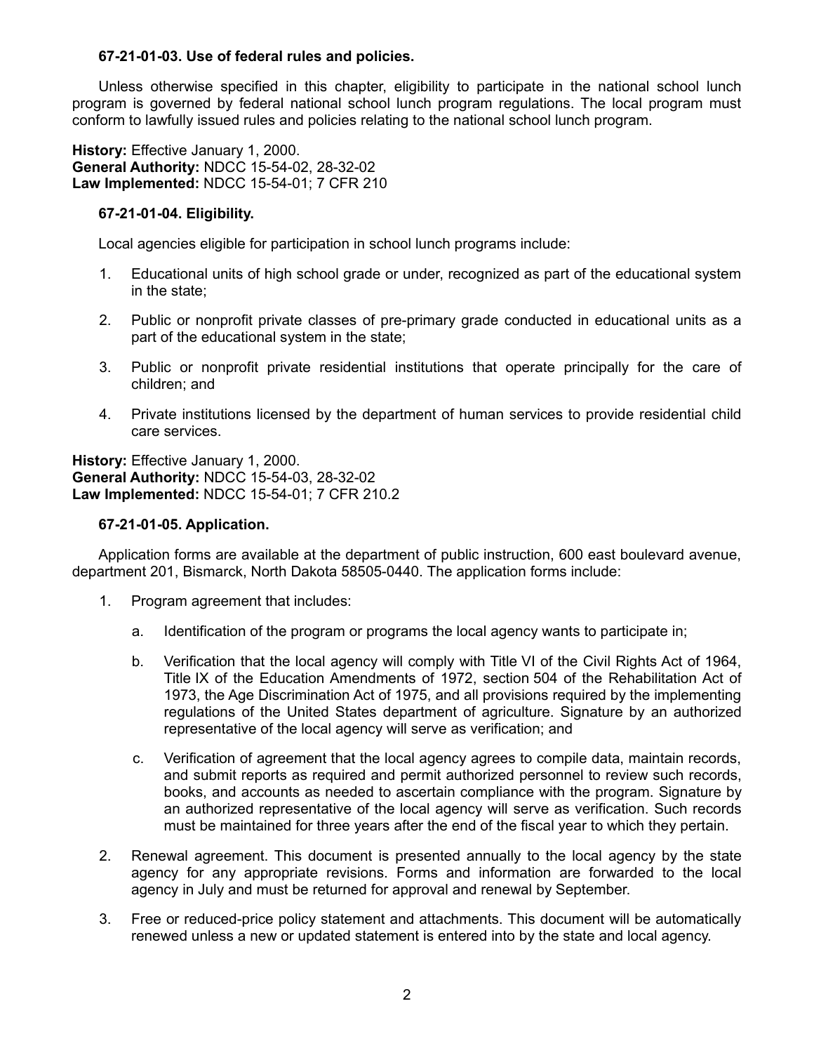**67-21-01-03. Use of federal rules and policies.**

Unless otherwise specified in this chapter, eligibility to participate in the national school lunch program is governed by federal national school lunch program regulations. The local program must conform to lawfully issued rules and policies relating to the national school lunch program.

**History:** Effective January 1, 2000.
**General Authority:** NDCC 15-54-02, 28-32-02
**Law Implemented:** NDCC 15-54-01; 7 CFR 210

**67-21-01-04. Eligibility.**

Local agencies eligible for participation in school lunch programs include:

1. Educational units of high school grade or under, recognized as part of the educational system in the state;
2. Public or nonprofit private classes of pre-primary grade conducted in educational units as a part of the educational system in the state;
3. Public or nonprofit private residential institutions that operate principally for the care of children; and
4. Private institutions licensed by the department of human services to provide residential child care services.

**History:** Effective January 1, 2000.
**General Authority:** NDCC 15-54-03, 28-32-02
**Law Implemented:** NDCC 15-54-01; 7 CFR 210.2

**67-21-01-05. Application.**

Application forms are available at the department of public instruction, 600 east boulevard avenue, department 201, Bismarck, North Dakota 58505-0440. The application forms include:

1. Program agreement that includes:
   a. Identification of the program or programs the local agency wants to participate in;
   b. Verification that the local agency will comply with Title VI of the Civil Rights Act of 1964, Title IX of the Education Amendments of 1972, section 504 of the Rehabilitation Act of 1973, the Age Discrimination Act of 1975, and all provisions required by the implementing regulations of the United States department of agriculture. Signature by an authorized representative of the local agency will serve as verification; and
   c. Verification of agreement that the local agency agrees to compile data, maintain records, and submit reports as required and permit authorized personnel to review such records, books, and accounts as needed to ascertain compliance with the program. Signature by an authorized representative of the local agency will serve as verification. Such records must be maintained for three years after the end of the fiscal year to which they pertain.
2. Renewal agreement. This document is presented annually to the local agency by the state agency for any appropriate revisions. Forms and information are forwarded to the local agency in July and must be returned for approval and renewal by September.
3. Free or reduced-price policy statement and attachments. This document will be automatically renewed unless a new or updated statement is entered into by the state and local agency.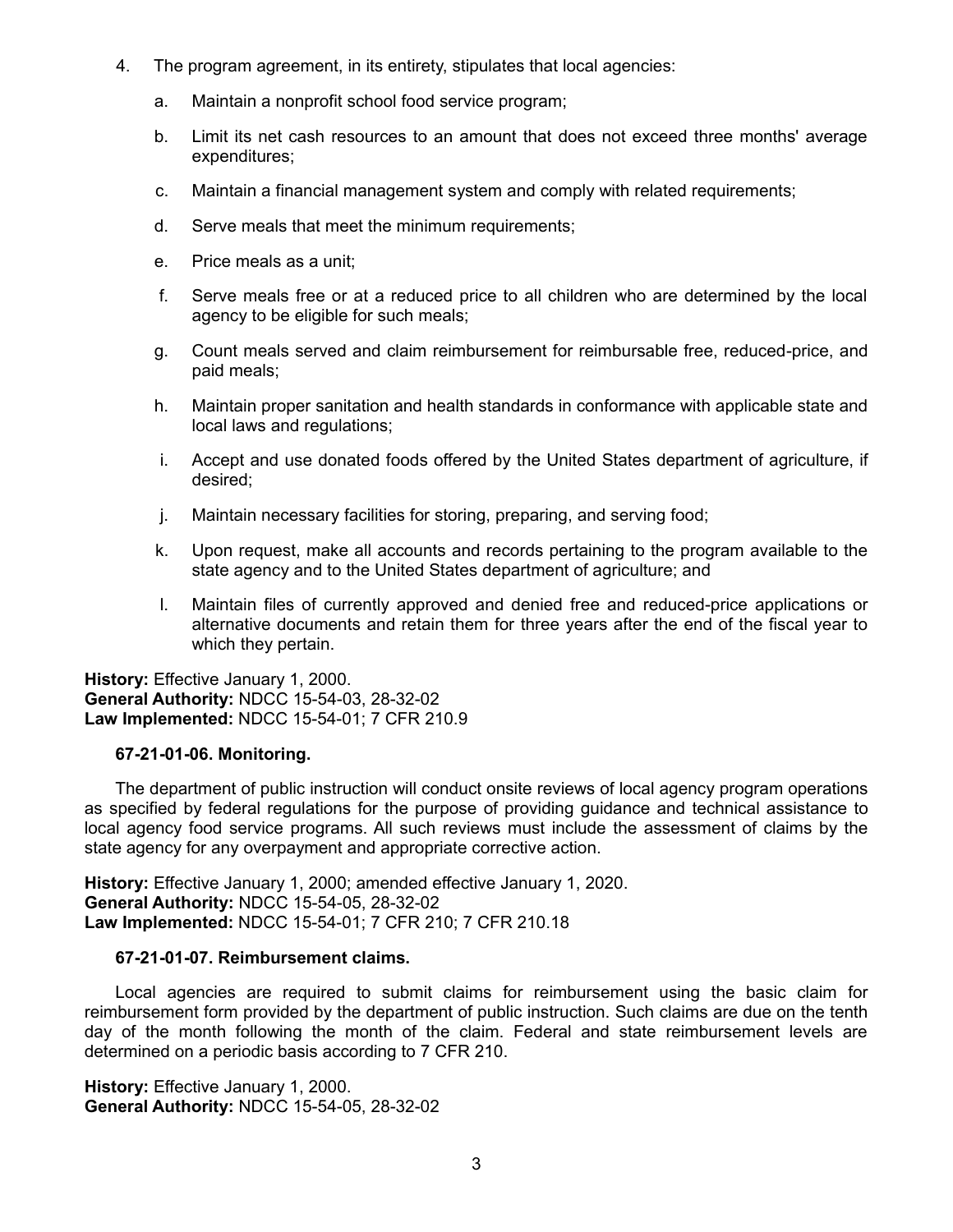4. The program agreement, in its entirety, stipulates that local agencies:

   a. Maintain a nonprofit school food service program;

   b. Limit its net cash resources to an amount that does not exceed three months' average expenditures;

   c. Maintain a financial management system and comply with related requirements;

   d. Serve meals that meet the minimum requirements;

   e. Price meals as a unit;

   f. Serve meals free or at a reduced price to all children who are determined by the local agency to be eligible for such meals;

   g. Count meals served and claim reimbursement for reimbursable free, reduced-price, and paid meals;

   h. Maintain proper sanitation and health standards in conformance with applicable state and local laws and regulations;

   i. Accept and use donated foods offered by the United States department of agriculture, if desired;

   j. Maintain necessary facilities for storing, preparing, and serving food;

   k. Upon request, make all accounts and records pertaining to the program available to the state agency and to the United States department of agriculture; and

   l. Maintain files of currently approved and denied free and reduced-price applications or alternative documents and retain them for three years after the end of the fiscal year to which they pertain.

**History:** Effective January 1, 2000.
**General Authority:** NDCC 15-54-03, 28-32-02
**Law Implemented:** NDCC 15-54-01; 7 CFR 210.9

**67-21-01-06. Monitoring.**

The department of public instruction will conduct onsite reviews of local agency program operations as specified by federal regulations for the purpose of providing guidance and technical assistance to local agency food service programs. All such reviews must include the assessment of claims by the state agency for any overpayment and appropriate corrective action.

**History:** Effective January 1, 2000; amended effective January 1, 2020.
**General Authority:** NDCC 15-54-05, 28-32-02
**Law Implemented:** NDCC 15-54-01; 7 CFR 210; 7 CFR 210.18

**67-21-01-07. Reimbursement claims.**

Local agencies are required to submit claims for reimbursement using the basic claim for reimbursement form provided by the department of public instruction. Such claims are due on the tenth day of the month following the month of the claim. Federal and state reimbursement levels are determined on a periodic basis according to 7 CFR 210.

**History:** Effective January 1, 2000.
**General Authority:** NDCC 15-54-05, 28-32-02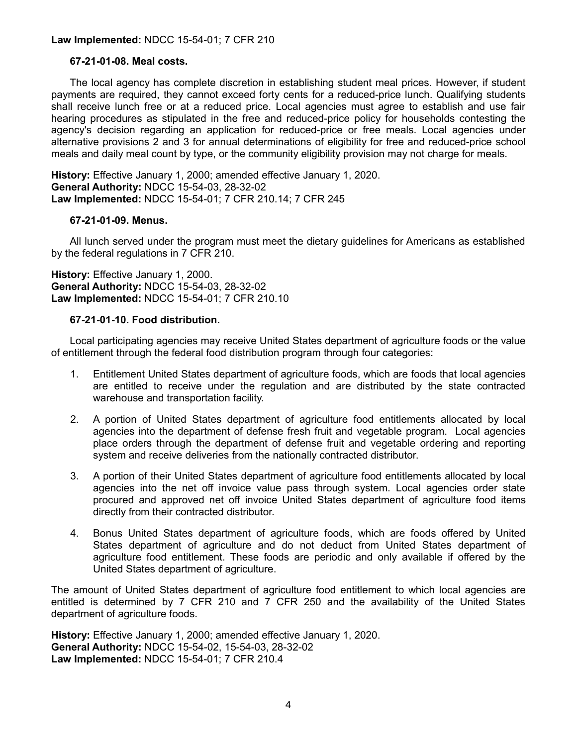**Law Implemented:** NDCC 15-54-01; 7 CFR 210

**67-21-01-08. Meal costs.**

The local agency has complete discretion in establishing student meal prices. However, if student payments are required, they cannot exceed forty cents for a reduced-price lunch. Qualifying students shall receive lunch free or at a reduced price. Local agencies must agree to establish and use fair hearing procedures as stipulated in the free and reduced-price policy for households contesting the agency's decision regarding an application for reduced-price or free meals. Local agencies under alternative provisions 2 and 3 for annual determinations of eligibility for free and reduced-price school meals and daily meal count by type, or the community eligibility provision may not charge for meals.

**History:** Effective January 1, 2000; amended effective January 1, 2020.
**General Authority:** NDCC 15-54-03, 28-32-02
**Law Implemented:** NDCC 15-54-01; 7 CFR 210.14; 7 CFR 245

**67-21-01-09. Menus.**

All lunch served under the program must meet the dietary guidelines for Americans as established by the federal regulations in 7 CFR 210.

**History:** Effective January 1, 2000.
**General Authority:** NDCC 15-54-03, 28-32-02
**Law Implemented:** NDCC 15-54-01; 7 CFR 210.10

**67-21-01-10. Food distribution.**

Local participating agencies may receive United States department of agriculture foods or the value of entitlement through the federal food distribution program through four categories:

1. Entitlement United States department of agriculture foods, which are foods that local agencies are entitled to receive under the regulation and are distributed by the state contracted warehouse and transportation facility.
2. A portion of United States department of agriculture food entitlements allocated by local agencies into the department of defense fresh fruit and vegetable program. Local agencies place orders through the department of defense fruit and vegetable ordering and reporting system and receive deliveries from the nationally contracted distributor.
3. A portion of their United States department of agriculture food entitlements allocated by local agencies into the net off invoice value pass through system. Local agencies order state procured and approved net off invoice United States department of agriculture food items directly from their contracted distributor.
4. Bonus United States department of agriculture foods, which are foods offered by United States department of agriculture and do not deduct from United States department of agriculture food entitlement. These foods are periodic and only available if offered by the United States department of agriculture.

The amount of United States department of agriculture food entitlement to which local agencies are entitled is determined by 7 CFR 210 and 7 CFR 250 and the availability of the United States department of agriculture foods.

**History:** Effective January 1, 2000; amended effective January 1, 2020.
**General Authority:** NDCC 15-54-02, 15-54-03, 28-32-02
**Law Implemented:** NDCC 15-54-01; 7 CFR 210.4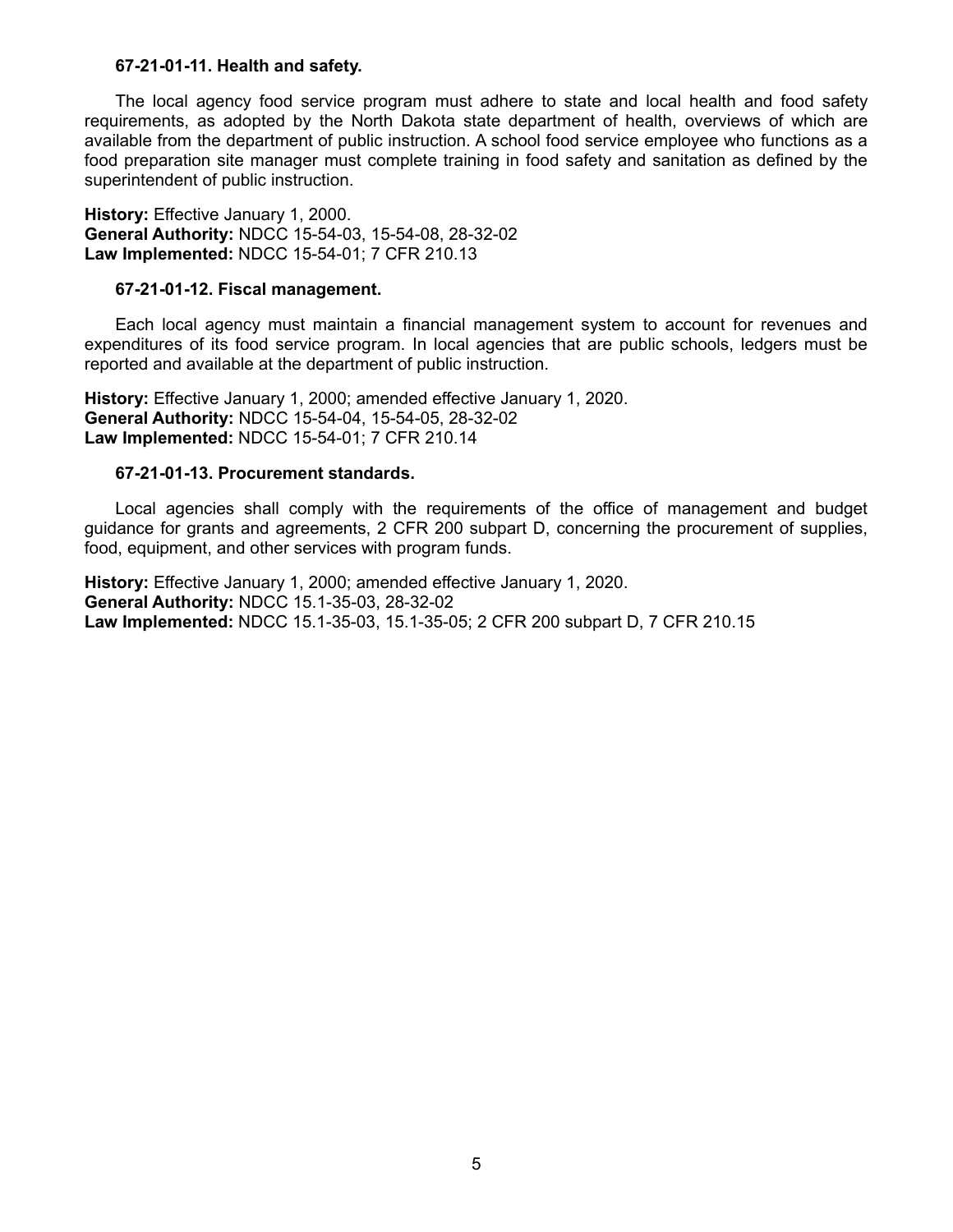**67-21-01-11. Health and safety.**

The local agency food service program must adhere to state and local health and food safety requirements, as adopted by the North Dakota state department of health, overviews of which are available from the department of public instruction. A school food service employee who functions as a food preparation site manager must complete training in food safety and sanitation as defined by the superintendent of public instruction.

**History:** Effective January 1, 2000.
**General Authority:** NDCC 15-54-03, 15-54-08, 28-32-02
**Law Implemented:** NDCC 15-54-01; 7 CFR 210.13

**67-21-01-12. Fiscal management.**

Each local agency must maintain a financial management system to account for revenues and expenditures of its food service program. In local agencies that are public schools, ledgers must be reported and available at the department of public instruction.

**History:** Effective January 1, 2000; amended effective January 1, 2020.
**General Authority:** NDCC 15-54-04, 15-54-05, 28-32-02
**Law Implemented:** NDCC 15-54-01; 7 CFR 210.14

**67-21-01-13. Procurement standards.**

Local agencies shall comply with the requirements of the office of management and budget guidance for grants and agreements, 2 CFR 200 subpart D, concerning the procurement of supplies, food, equipment, and other services with program funds.

**History:** Effective January 1, 2000; amended effective January 1, 2020.
**General Authority:** NDCC 15.1-35-03, 28-32-02
**Law Implemented:** NDCC 15.1-35-03, 15.1-35-05; 2 CFR 200 subpart D, 7 CFR 210.15